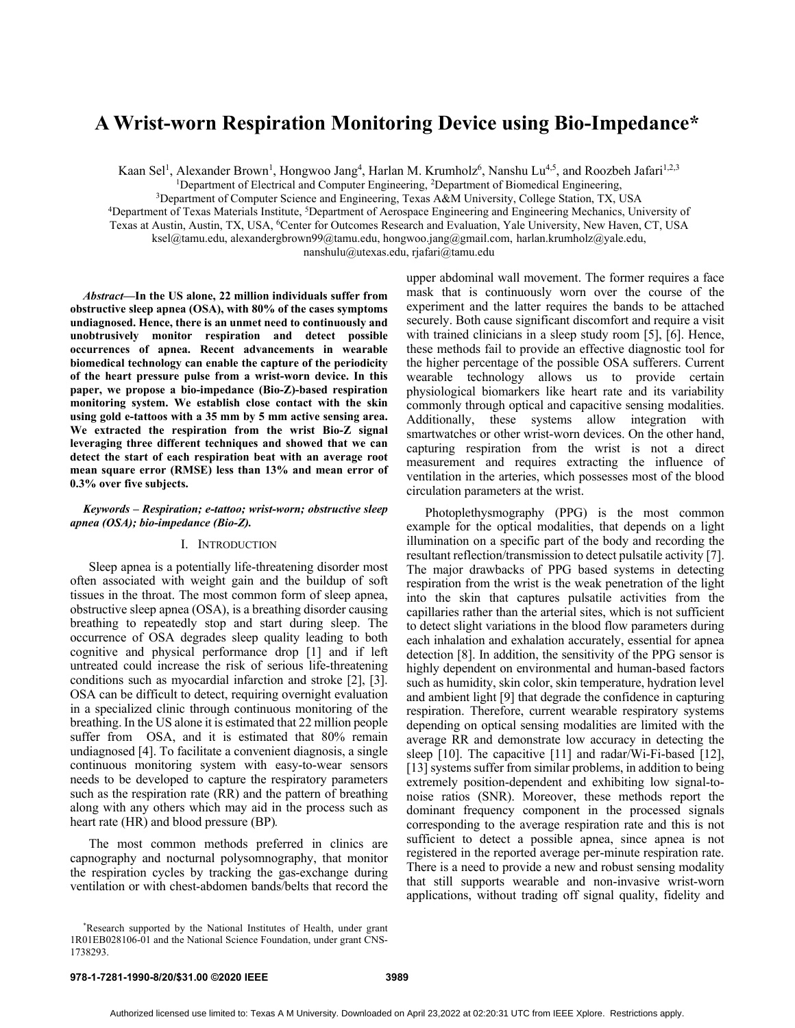# A Wrist-worn Respiration Monitoring Device using Bio-Impedance*

Kaan Sel[1], Alexander Brown[1], Hongwoo Jang[4], Harlan M. Krumholz[6], Nanshu Lu[4,5], and Roozbeh Jafari[1,2,3]

[1]Department of Electrical and Computer Engineering, [2]Department of Biomedical Engineering,
[3]Department of Computer Science and Engineering, Texas A&M University, College Station, TX, USA
[4]Department of Texas Materials Institute, [5]Department of Aerospace Engineering and Engineering Mechanics, University of Texas at Austin, Austin, TX, USA, [6]Center for Outcomes Research and Evaluation, Yale University, New Haven, CT, USA
ksel@tamu.edu, alexandergbrown99@tamu.edu, hongwoo.jang@gmail.com, harlan.krumholz@yale.edu, nanshulu@utexas.edu, rjafari@tamu.edu

***Abstract*—In the US alone, 22 million individuals suffer from obstructive sleep apnea (OSA), with 80% of the cases symptoms undiagnosed. Hence, there is an unmet need to continuously and unobtrusively monitor respiration and detect possible occurrences of apnea. Recent advancements in wearable biomedical technology can enable the capture of the periodicity of the heart pressure pulse from a wrist-worn device. In this paper, we propose a bio-impedance (Bio-Z)-based respiration monitoring system. We establish close contact with the skin using gold e-tattoos with a 35 mm by 5 mm active sensing area. We extracted the respiration from the wrist Bio-Z signal leveraging three different techniques and showed that we can detect the start of each respiration beat with an average root mean square error (RMSE) less than 13% and mean error of 0.3% over five subjects.**

***Keywords – Respiration; e-tattoo; wrist-worn; obstructive sleep apnea (OSA); bio-impedance (Bio-Z).***

## I. Introduction

Sleep apnea is a potentially life-threatening disorder most often associated with weight gain and the buildup of soft tissues in the throat. The most common form of sleep apnea, obstructive sleep apnea (OSA), is a breathing disorder causing breathing to repeatedly stop and start during sleep. The occurrence of OSA degrades sleep quality leading to both cognitive and physical performance drop [1] and if left untreated could increase the risk of serious life-threatening conditions such as myocardial infarction and stroke [2], [3]. OSA can be difficult to detect, requiring overnight evaluation in a specialized clinic through continuous monitoring of the breathing. In the US alone it is estimated that 22 million people suffer from OSA, and it is estimated that 80% remain undiagnosed [4]. To facilitate a convenient diagnosis, a single continuous monitoring system with easy-to-wear sensors needs to be developed to capture the respiratory parameters such as the respiration rate (RR) and the pattern of breathing along with any others which may aid in the process such as heart rate (HR) and blood pressure (BP).

The most common methods preferred in clinics are capnography and nocturnal polysomnography, that monitor the respiration cycles by tracking the gas-exchange during ventilation or with chest-abdomen bands/belts that record the upper abdominal wall movement. The former requires a face mask that is continuously worn over the course of the experiment and the latter requires the bands to be attached securely. Both cause significant discomfort and require a visit with trained clinicians in a sleep study room [5], [6]. Hence, these methods fail to provide an effective diagnostic tool for the higher percentage of the possible OSA sufferers. Current wearable technology allows us to provide certain physiological biomarkers like heart rate and its variability commonly through optical and capacitive sensing modalities. Additionally, these systems allow integration with smartwatches or other wrist-worn devices. On the other hand, capturing respiration from the wrist is not a direct measurement and requires extracting the influence of ventilation in the arteries, which possesses most of the blood circulation parameters at the wrist.

Photoplethysmography (PPG) is the most common example for the optical modalities, that depends on a light illumination on a specific part of the body and recording the resultant reflection/transmission to detect pulsatile activity [7]. The major drawbacks of PPG based systems in detecting respiration from the wrist is the weak penetration of the light into the skin that captures pulsatile activities from the capillaries rather than the arterial sites, which is not sufficient to detect slight variations in the blood flow parameters during each inhalation and exhalation accurately, essential for apnea detection [8]. In addition, the sensitivity of the PPG sensor is highly dependent on environmental and human-based factors such as humidity, skin color, skin temperature, hydration level and ambient light [9] that degrade the confidence in capturing respiration. Therefore, current wearable respiratory systems depending on optical sensing modalities are limited with the average RR and demonstrate low accuracy in detecting the sleep [10]. The capacitive [11] and radar/Wi-Fi-based [12], [13] systems suffer from similar problems, in addition to being extremely position-dependent and exhibiting low signal-to-noise ratios (SNR). Moreover, these methods report the dominant frequency component in the processed signals corresponding to the average respiration rate and this is not sufficient to detect a possible apnea, since apnea is not registered in the reported average per-minute respiration rate. There is a need to provide a new and robust sensing modality that still supports wearable and non-invasive wrist-worn applications, without trading off signal quality, fidelity and

*Research supported by the National Institutes of Health, under grant 1R01EB028106-01 and the National Science Foundation, under grant CNS-1738293.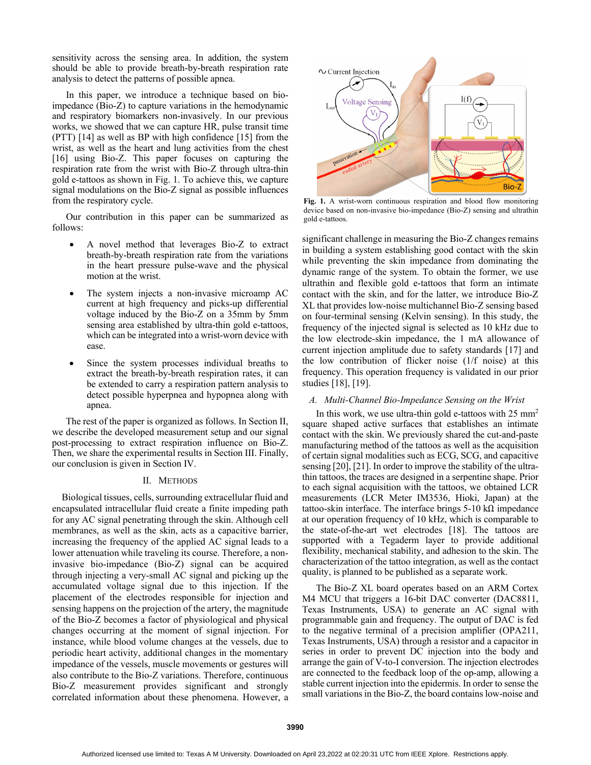sensitivity across the sensing area. In addition, the system should be able to provide breath-by-breath respiration rate analysis to detect the patterns of possible apnea.

In this paper, we introduce a technique based on bio-impedance (Bio-Z) to capture variations in the hemodynamic and respiratory biomarkers non-invasively. In our previous works, we showed that we can capture HR, pulse transit time (PTT) [14] as well as BP with high confidence [15] from the wrist, as well as the heart and lung activities from the chest [16] using Bio-Z. This paper focuses on capturing the respiration rate from the wrist with Bio-Z through ultra-thin gold e-tattoos as shown in Fig. 1. To achieve this, we capture signal modulations on the Bio-Z signal as possible influences from the respiratory cycle.

Our contribution in this paper can be summarized as follows:

- A novel method that leverages Bio-Z to extract breath-by-breath respiration rate from the variations in the heart pressure pulse-wave and the physical motion at the wrist.
- The system injects a non-invasive microamp AC current at high frequency and picks-up differential voltage induced by the Bio-Z on a 35mm by 5mm sensing area established by ultra-thin gold e-tattoos, which can be integrated into a wrist-worn device with ease.
- Since the system processes individual breaths to extract the breath-by-breath respiration rates, it can be extended to carry a respiration pattern analysis to detect possible hyperpnea and hypopnea along with apnea.

The rest of the paper is organized as follows. In Section II, we describe the developed measurement setup and our signal post-processing to extract respiration influence on Bio-Z. Then, we share the experimental results in Section III. Finally, our conclusion is given in Section IV.

## II. Methods

Biological tissues, cells, surrounding extracellular fluid and encapsulated intracellular fluid create a finite impeding path for any AC signal penetrating through the skin. Although cell membranes, as well as the skin, acts as a capacitive barrier, increasing the frequency of the applied AC signal leads to a lower attenuation while traveling its course. Therefore, a non-invasive bio-impedance (Bio-Z) signal can be acquired through injecting a very-small AC signal and picking up the accumulated voltage signal due to this injection. If the placement of the electrodes responsible for injection and sensing happens on the projection of the artery, the magnitude of the Bio-Z becomes a factor of physiological and physical changes occurring at the moment of signal injection. For instance, while blood volume changes at the vessels, due to periodic heart activity, additional changes in the momentary impedance of the vessels, muscle movements or gestures will also contribute to the Bio-Z variations. Therefore, continuous Bio-Z measurement provides significant and strongly correlated information about these phenomena. However, a significant challenge in measuring the Bio-Z changes remains in building a system establishing good contact with the skin while preventing the skin impedance from dominating the dynamic range of the system. To obtain the former, we use ultrathin and flexible gold e-tattoos that form an intimate contact with the skin, and for the latter, we introduce Bio-Z XL that provides low-noise multichannel Bio-Z sensing based on four-terminal sensing (Kelvin sensing). In this study, the frequency of the injected signal is selected as 10 kHz due to the low electrode-skin impedance, the 1 mA allowance of current injection amplitude due to safety standards [17] and the low contribution of flicker noise (1/f noise) at this frequency. This operation frequency is validated in our prior studies [18], [19].

Fig. 1. A wrist-worn continuous respiration and blood flow monitoring device based on non-invasive bio-impedance (Bio-Z) sensing and ultrathin gold e-tattoos.

### A. Multi-Channel Bio-Impedance Sensing on the Wrist

In this work, we use ultra-thin gold e-tattoos with 25 $mm^2$ square shaped active surfaces that establishes an intimate contact with the skin. We previously shared the cut-and-paste manufacturing method of the tattoos as well as the acquisition of certain signal modalities such as ECG, SCG, and capacitive sensing [20], [21]. In order to improve the stability of the ultra-thin tattoos, the traces are designed in a serpentine shape. Prior to each signal acquisition with the tattoos, we obtained LCR measurements (LCR Meter IM3536, Hioki, Japan) at the tattoo-skin interface. The interface brings 5-10 kΩ impedance at our operation frequency of 10 kHz, which is comparable to the state-of-the-art wet electrodes [18]. The tattoos are supported with a Tegaderm layer to provide additional flexibility, mechanical stability, and adhesion to the skin. The characterization of the tattoo integration, as well as the contact quality, is planned to be published as a separate work.

The Bio-Z XL board operates based on an ARM Cortex M4 MCU that triggers a 16-bit DAC converter (DAC8811, Texas Instruments, USA) to generate an AC signal with programmable gain and frequency. The output of DAC is fed to the negative terminal of a precision amplifier (OPA211, Texas Instruments, USA) through a resistor and a capacitor in series in order to prevent DC injection into the body and arrange the gain of V-to-I conversion. The injection electrodes are connected to the feedback loop of the op-amp, allowing a stable current injection into the epidermis. In order to sense the small variations in the Bio-Z, the board contains low-noise and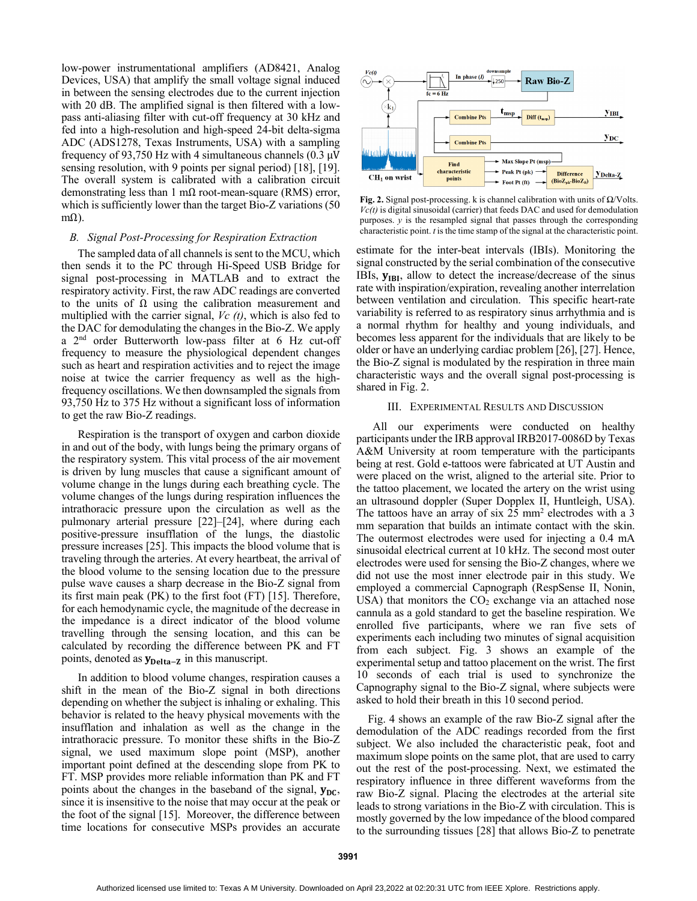low-power instrumentational amplifiers (AD8421, Analog Devices, USA) that amplify the small voltage signal induced in between the sensing electrodes due to the current injection with 20 dB. The amplified signal is then filtered with a low-pass anti-aliasing filter with cut-off frequency at 30 kHz and fed into a high-resolution and high-speed 24-bit delta-sigma ADC (ADS1278, Texas Instruments, USA) with a sampling frequency of 93,750 Hz with 4 simultaneous channels (0.3 µV sensing resolution, with 9 points per signal period) [18], [19]. The overall system is calibrated with a calibration circuit demonstrating less than 1 mΩ root-mean-square (RMS) error, which is sufficiently lower than the target Bio-Z variations (50 mΩ).

### *B. Signal Post-Processing for Respiration Extraction*

The sampled data of all channels is sent to the MCU, which then sends it to the PC through Hi-Speed USB Bridge for signal post-processing in MATLAB and to extract the respiratory activity. First, the raw ADC readings are converted to the units of Ω using the calibration measurement and multiplied with the carrier signal, *Vc (t)*, which is also fed to the DAC for demodulating the changes in the Bio-Z. We apply a 2nd order Butterworth low-pass filter at 6 Hz cut-off frequency to measure the physiological dependent changes such as heart and respiration activities and to reject the image noise at twice the carrier frequency as well as the high-frequency oscillations. We then downsampled the signals from 93,750 Hz to 375 Hz without a significant loss of information to get the raw Bio-Z readings.

Respiration is the transport of oxygen and carbon dioxide in and out of the body, with lungs being the primary organs of the respiratory system. This vital process of the air movement is driven by lung muscles that cause a significant amount of volume change in the lungs during each breathing cycle. The volume changes of the lungs during respiration influences the intrathoracic pressure upon the circulation as well as the pulmonary arterial pressure [22]–[24], where during each positive-pressure insufflation of the lungs, the diastolic pressure increases [25]. This impacts the blood volume that is traveling through the arteries. At every heartbeat, the arrival of the blood volume to the sensing location due to the pressure pulse wave causes a sharp decrease in the Bio-Z signal from its first main peak (PK) to the first foot (FT) [15]. Therefore, for each hemodynamic cycle, the magnitude of the decrease in the impedance is a direct indicator of the blood volume travelling through the sensing location, and this can be calculated by recording the difference between PK and FT points, denoted as $\mathbf{y}_{\mathbf{Delta-Z}}$ in this manuscript.

In addition to blood volume changes, respiration causes a shift in the mean of the Bio-Z signal in both directions depending on whether the subject is inhaling or exhaling. This behavior is related to the heavy physical movements with the insufflation and inhalation as well as the change in the intrathoracic pressure. To monitor these shifts in the Bio-Z signal, we used maximum slope point (MSP), another important point defined at the descending slope from PK to FT. MSP provides more reliable information than PK and FT points about the changes in the baseband of the signal, $\mathbf{y}_{\mathbf{DC}}$, since it is insensitive to the noise that may occur at the peak or the foot of the signal [15]. Moreover, the difference between time locations for consecutive MSPs provides an accurate estimate for the inter-beat intervals (IBIs). Monitoring the signal constructed by the serial combination of the consecutive IBIs, $\mathbf{y}_{\mathbf{IBI}}$, allow to detect the increase/decrease of the sinus rate with inspiration/expiration, revealing another interrelation between ventilation and circulation. This specific heart-rate variability is referred to as respiratory sinus arrhythmia and is a normal rhythm for healthy and young individuals, and becomes less apparent for the individuals that are likely to be older or have an underlying cardiac problem [26], [27]. Hence, the Bio-Z signal is modulated by the respiration in three main characteristic ways and the overall signal post-processing is shared in Fig. 2.

**Fig. 2.** Signal post-processing. k is channel calibration with units of Ω/Volts. *Vc(t)* is digital sinusoidal (carrier) that feeds DAC and used for demodulation purposes. *y* is the resampled signal that passes through the corresponding characteristic point. *t* is the time stamp of the signal at the characteristic point.

## III. Experimental Results and Discussion

All our experiments were conducted on healthy participants under the IRB approval IRB2017-0086D by Texas A&M University at room temperature with the participants being at rest. Gold e-tattoos were fabricated at UT Austin and were placed on the wrist, aligned to the arterial site. Prior to the tattoo placement, we located the artery on the wrist using an ultrasound doppler (Super Dopplex II, Huntleigh, USA). The tattoos have an array of six 25 mm$^2$ electrodes with a 3 mm separation that builds an intimate contact with the skin. The outermost electrodes were used for injecting a 0.4 mA sinusoidal electrical current at 10 kHz. The second most outer electrodes were used for sensing the Bio-Z changes, where we did not use the most inner electrode pair in this study. We employed a commercial Capnograph (RespSense II, Nonin, USA) that monitors the $CO_2$ exchange via an attached nose cannula as a gold standard to get the baseline respiration. We enrolled five participants, where we ran five sets of experiments each including two minutes of signal acquisition from each subject. Fig. 3 shows an example of the experimental setup and tattoo placement on the wrist. The first 10 seconds of each trial is used to synchronize the Capnography signal to the Bio-Z signal, where subjects were asked to hold their breath in this 10 second period.

Fig. 4 shows an example of the raw Bio-Z signal after the demodulation of the ADC readings recorded from the first subject. We also included the characteristic peak, foot and maximum slope points on the same plot, that are used to carry out the rest of the post-processing. Next, we estimated the respiratory influence in three different waveforms from the raw Bio-Z signal. Placing the electrodes at the arterial site leads to strong variations in the Bio-Z with circulation. This is mostly governed by the low impedance of the blood compared to the surrounding tissues [28] that allows Bio-Z to penetrate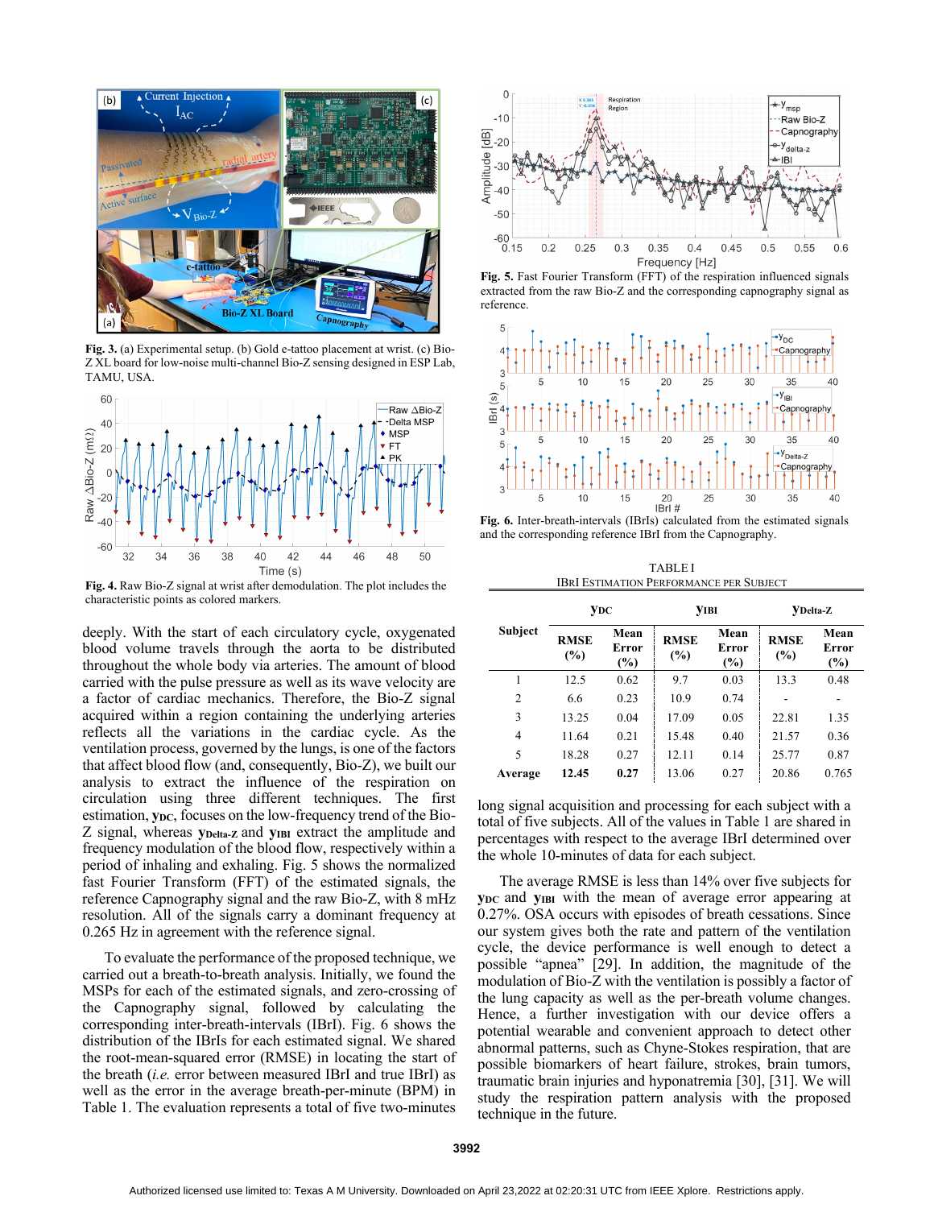Fig. 3. (a) Experimental setup. (b) Gold e-tattoo placement at wrist. (c) Bio-Z XL board for low-noise multi-channel Bio-Z sensing designed in ESP Lab, TAMU, USA.

Fig. 4. Raw Bio-Z signal at wrist after demodulation. The plot includes the characteristic points as colored markers.

deeply. With the start of each circulatory cycle, oxygenated blood volume travels through the aorta to be distributed throughout the whole body via arteries. The amount of blood carried with the pulse pressure as well as its wave velocity are a factor of cardiac mechanics. Therefore, the Bio-Z signal acquired within a region containing the underlying arteries reflects all the variations in the cardiac cycle. As the ventilation process, governed by the lungs, is one of the factors that affect blood flow (and, consequently, Bio-Z), we built our analysis to extract the influence of the respiration on circulation using three different techniques. The first estimation, $\mathbf{y_{DC}}$, focuses on the low-frequency trend of the Bio-Z signal, whereas $\mathbf{y_{Delta\text{-}Z}}$ and $\mathbf{y_{IBI}}$ extract the amplitude and frequency modulation of the blood flow, respectively within a period of inhaling and exhaling. Fig. 5 shows the normalized fast Fourier Transform (FFT) of the estimated signals, the reference Capnography signal and the raw Bio-Z, with 8 mHz resolution. All of the signals carry a dominant frequency at 0.265 Hz in agreement with the reference signal.

To evaluate the performance of the proposed technique, we carried out a breath-to-breath analysis. Initially, we found the MSPs for each of the estimated signals, and zero-crossing of the Capnography signal, followed by calculating the corresponding inter-breath-intervals (IBrI). Fig. 6 shows the distribution of the IBrIs for each estimated signal. We shared the root-mean-squared error (RMSE) in locating the start of the breath (*i.e.* error between measured IBrI and true IBrI) as well as the error in the average breath-per-minute (BPM) in Table 1. The evaluation represents a total of five two-minutes long signal acquisition and processing for each subject with a total of five subjects. All of the values in Table 1 are shared in percentages with respect to the average IBrI determined over the whole 10-minutes of data for each subject.

Fig. 5. Fast Fourier Transform (FFT) of the respiration influenced signals extracted from the raw Bio-Z and the corresponding capnography signal as reference.

Fig. 6. Inter-breath-intervals (IBrIs) calculated from the estimated signals and the corresponding reference IBrI from the Capnography.

TABLE I
IBRI ESTIMATION PERFORMANCE PER SUBJECT

| Subject | $\mathbf{y_{DC}}$ | | $\mathbf{y_{IBI}}$ | | $\mathbf{y_{Delta\text{-}Z}}$ | |
|---|---|---|---|---|---|---|
| | RMSE (%) | Mean Error (%) | RMSE (%) | Mean Error (%) | RMSE (%) | Mean Error (%) |
| 1 | 12.5 | 0.62 | 9.7 | 0.03 | 13.3 | 0.48 |
| 2 | 6.6 | 0.23 | 10.9 | 0.74 | - | - |
| 3 | 13.25 | 0.04 | 17.09 | 0.05 | 22.81 | 1.35 |
| 4 | 11.64 | 0.21 | 15.48 | 0.40 | 21.57 | 0.36 |
| 5 | 18.28 | 0.27 | 12.11 | 0.14 | 25.77 | 0.87 |
| **Average** | **12.45** | **0.27** | 13.06 | 0.27 | 20.86 | 0.765 |

The average RMSE is less than 14% over five subjects for $\mathbf{y_{DC}}$ and $\mathbf{y_{IBI}}$ with the mean of average error appearing at 0.27%. OSA occurs with episodes of breath cessations. Since our system gives both the rate and pattern of the ventilation cycle, the device performance is well enough to detect a possible "apnea" [29]. In addition, the magnitude of the modulation of Bio-Z with the ventilation is possibly a factor of the lung capacity as well as the per-breath volume changes. Hence, a further investigation with our device offers a potential wearable and convenient approach to detect other abnormal patterns, such as Chyne-Stokes respiration, that are possible biomarkers of heart failure, strokes, brain tumors, traumatic brain injuries and hyponatremia [30], [31]. We will study the respiration pattern analysis with the proposed technique in the future.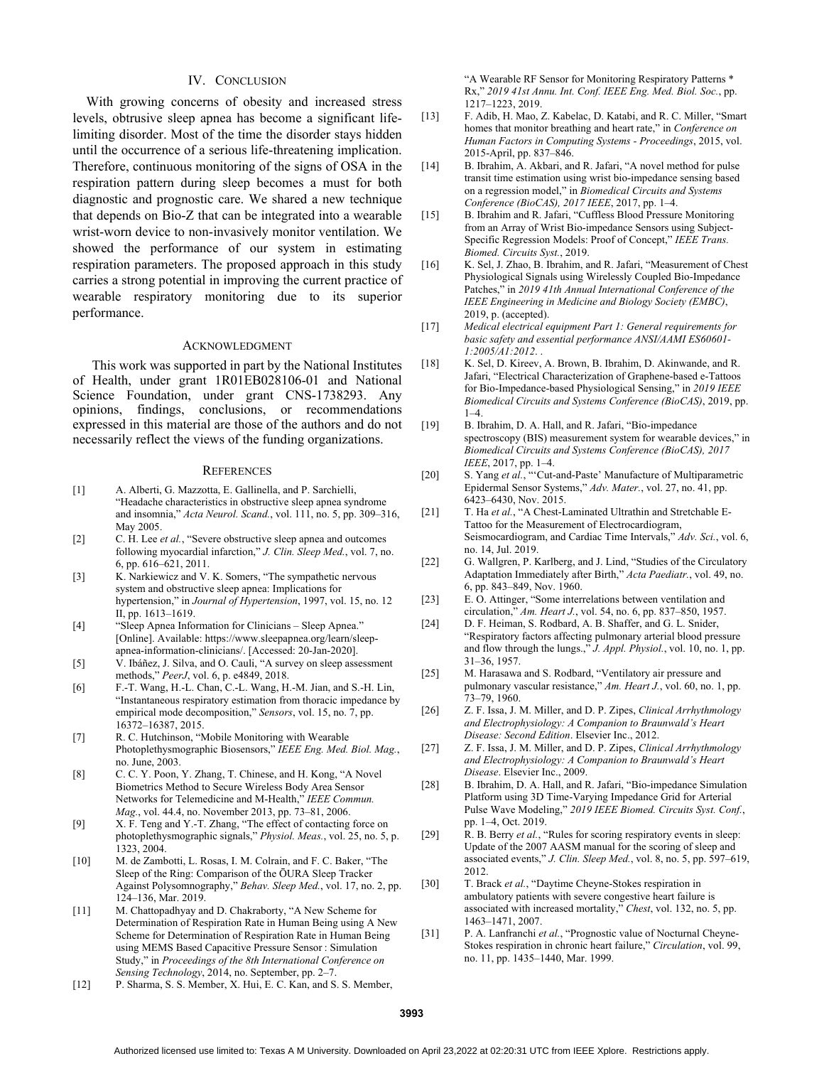## IV. Conclusion

With growing concerns of obesity and increased stress levels, obtrusive sleep apnea has become a significant life-limiting disorder. Most of the time the disorder stays hidden until the occurrence of a serious life-threatening implication. Therefore, continuous monitoring of the signs of OSA in the respiration pattern during sleep becomes a must for both diagnostic and prognostic care. We shared a new technique that depends on Bio-Z that can be integrated into a wearable wrist-worn device to non-invasively monitor ventilation. We showed the performance of our system in estimating respiration parameters. The proposed approach in this study carries a strong potential in improving the current practice of wearable respiratory monitoring due to its superior performance.

## Acknowledgment

This work was supported in part by the National Institutes of Health, under grant 1R01EB028106-01 and National Science Foundation, under grant CNS-1738293. Any opinions, findings, conclusions, or recommendations expressed in this material are those of the authors and do not necessarily reflect the views of the funding organizations.

## References

[1] A. Alberti, G. Mazzotta, E. Gallinella, and P. Sarchielli, "Headache characteristics in obstructive sleep apnea syndrome and insomnia," *Acta Neurol. Scand.*, vol. 111, no. 5, pp. 309–316, May 2005.

[2] C. H. Lee *et al.*, "Severe obstructive sleep apnea and outcomes following myocardial infarction," *J. Clin. Sleep Med.*, vol. 7, no. 6, pp. 616–621, 2011.

[3] K. Narkiewicz and V. K. Somers, "The sympathetic nervous system and obstructive sleep apnea: Implications for hypertension," in *Journal of Hypertension*, 1997, vol. 15, no. 12 II, pp. 1613–1619.

[4] "Sleep Apnea Information for Clinicians – Sleep Apnea." [Online]. Available: https://www.sleepapnea.org/learn/sleep-apnea-information-clinicians/. [Accessed: 20-Jan-2020].

[5] V. Ibáñez, J. Silva, and O. Cauli, "A survey on sleep assessment methods," *PeerJ*, vol. 6, p. e4849, 2018.

[6] F.-T. Wang, H.-L. Chan, C.-L. Wang, H.-M. Jian, and S.-H. Lin, "Instantaneous respiratory estimation from thoracic impedance by empirical mode decomposition," *Sensors*, vol. 15, no. 7, pp. 16372–16387, 2015.

[7] R. C. Hutchinson, "Mobile Monitoring with Wearable Photoplethysmographic Biosensors," *IEEE Eng. Med. Biol. Mag.*, no. June, 2003.

[8] C. C. Y. Poon, Y. Zhang, T. Chinese, and H. Kong, "A Novel Biometrics Method to Secure Wireless Body Area Sensor Networks for Telemedicine and M-Health," *IEEE Commun. Mag.*, vol. 44.4, no. November 2013, pp. 73–81, 2006.

[9] X. F. Teng and Y.-T. Zhang, "The effect of contacting force on photoplethysmographic signals," *Physiol. Meas.*, vol. 25, no. 5, p. 1323, 2004.

[10] M. de Zambotti, L. Rosas, I. M. Colrain, and F. C. Baker, "The Sleep of the Ring: Comparison of the ŌURA Sleep Tracker Against Polysomnography," *Behav. Sleep Med.*, vol. 17, no. 2, pp. 124–136, Mar. 2019.

[11] M. Chattopadhyay and D. Chakraborty, "A New Scheme for Determination of Respiration Rate in Human Being using A New Scheme for Determination of Respiration Rate in Human Being using MEMS Based Capacitive Pressure Sensor : Simulation Study," in *Proceedings of the 8th International Conference on Sensing Technology*, 2014, no. September, pp. 2–7.

[12] P. Sharma, S. S. Member, X. Hui, E. C. Kan, and S. S. Member, "A Wearable RF Sensor for Monitoring Respiratory Patterns * Rx," *2019 41st Annu. Int. Conf. IEEE Eng. Med. Biol. Soc.*, pp. 1217–1223, 2019.

[13] F. Adib, H. Mao, Z. Kabelac, D. Katabi, and R. C. Miller, "Smart homes that monitor breathing and heart rate," in *Conference on Human Factors in Computing Systems - Proceedings*, 2015, vol. 2015-April, pp. 837–846.

[14] B. Ibrahim, A. Akbari, and R. Jafari, "A novel method for pulse transit time estimation using wrist bio-impedance sensing based on a regression model," in *Biomedical Circuits and Systems Conference (BioCAS), 2017 IEEE*, 2017, pp. 1–4.

[15] B. Ibrahim and R. Jafari, "Cuffless Blood Pressure Monitoring from an Array of Wrist Bio-impedance Sensors using Subject-Specific Regression Models: Proof of Concept," *IEEE Trans. Biomed. Circuits Syst.*, 2019.

[16] K. Sel, J. Zhao, B. Ibrahim, and R. Jafari, "Measurement of Chest Physiological Signals using Wirelessly Coupled Bio-Impedance Patches," in *2019 41th Annual International Conference of the IEEE Engineering in Medicine and Biology Society (EMBC)*, 2019, p. (accepted).

[17] *Medical electrical equipment Part 1: General requirements for basic safety and essential performance ANSI/AAMI ES60601-1:2005/A1:2012. .*

[18] K. Sel, D. Kireev, A. Brown, B. Ibrahim, D. Akinwande, and R. Jafari, "Electrical Characterization of Graphene-based e-Tattoos for Bio-Impedance-based Physiological Sensing," in *2019 IEEE Biomedical Circuits and Systems Conference (BioCAS)*, 2019, pp. 1–4.

[19] B. Ibrahim, D. A. Hall, and R. Jafari, "Bio-impedance spectroscopy (BIS) measurement system for wearable devices," in *Biomedical Circuits and Systems Conference (BioCAS), 2017 IEEE*, 2017, pp. 1–4.

[20] S. Yang *et al.*, "'Cut-and-Paste' Manufacture of Multiparametric Epidermal Sensor Systems," *Adv. Mater.*, vol. 27, no. 41, pp. 6423–6430, Nov. 2015.

[21] T. Ha *et al.*, "A Chest-Laminated Ultrathin and Stretchable E-Tattoo for the Measurement of Electrocardiogram, Seismocardiogram, and Cardiac Time Intervals," *Adv. Sci.*, vol. 6, no. 14, Jul. 2019.

[22] G. Wallgren, P. Karlberg, and J. Lind, "Studies of the Circulatory Adaptation Immediately after Birth," *Acta Paediatr.*, vol. 49, no. 6, pp. 843–849, Nov. 1960.

[23] E. O. Attinger, "Some interrelations between ventilation and circulation," *Am. Heart J.*, vol. 54, no. 6, pp. 837–850, 1957.

[24] D. F. Heiman, S. Rodbard, A. B. Shaffer, and G. L. Snider, "Respiratory factors affecting pulmonary arterial blood pressure and flow through the lungs.," *J. Appl. Physiol.*, vol. 10, no. 1, pp. 31–36, 1957.

[25] M. Harasawa and S. Rodbard, "Ventilatory air pressure and pulmonary vascular resistance," *Am. Heart J.*, vol. 60, no. 1, pp. 73–79, 1960.

[26] Z. F. Issa, J. M. Miller, and D. P. Zipes, *Clinical Arrhythmology and Electrophysiology: A Companion to Braunwald's Heart Disease: Second Edition*. Elsevier Inc., 2012.

[27] Z. F. Issa, J. M. Miller, and D. P. Zipes, *Clinical Arrhythmology and Electrophysiology: A Companion to Braunwald's Heart Disease*. Elsevier Inc., 2009.

[28] B. Ibrahim, D. A. Hall, and R. Jafari, "Bio-impedance Simulation Platform using 3D Time-Varying Impedance Grid for Arterial Pulse Wave Modeling," *2019 IEEE Biomed. Circuits Syst. Conf.*, pp. 1–4, Oct. 2019.

[29] R. B. Berry *et al.*, "Rules for scoring respiratory events in sleep: Update of the 2007 AASM manual for the scoring of sleep and associated events," *J. Clin. Sleep Med.*, vol. 8, no. 5, pp. 597–619, 2012.

[30] T. Brack *et al.*, "Daytime Cheyne-Stokes respiration in ambulatory patients with severe congestive heart failure is associated with increased mortality," *Chest*, vol. 132, no. 5, pp. 1463–1471, 2007.

[31] P. A. Lanfranchi *et al.*, "Prognostic value of Nocturnal Cheyne-Stokes respiration in chronic heart failure," *Circulation*, vol. 99, no. 11, pp. 1435–1440, Mar. 1999.